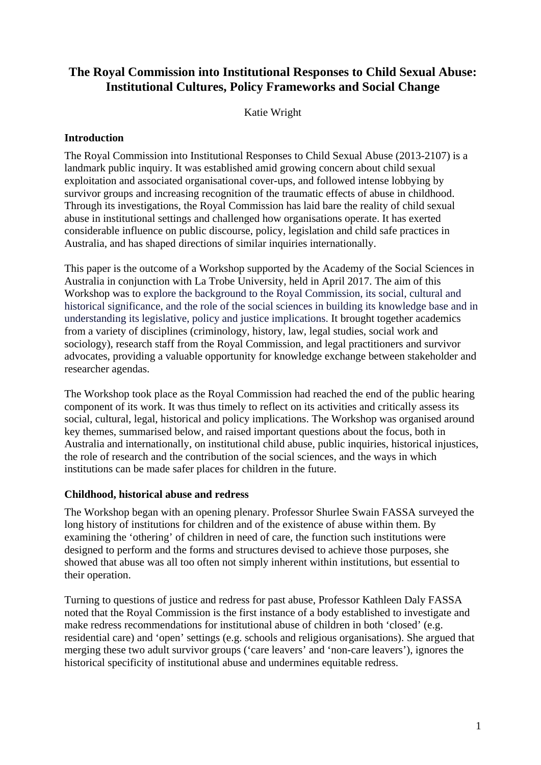# The Royal Commission into Institutional Responses to Child Sexual Abuse: Institutional Cultures, Policy Frameworks and Social Change

Katie Wright

## Introduction

The Royal Commission into Institutional Responses to Child Sexual Abuse (2013-2107) is a landmark public inquiry. It was established amid growing concern about child sexual exploitation and associated organisational cover-ups, and followed intense lobbying by survivor groups and increasing recognition of the traumatic effects of abuse in childhood. Through its investigations, the Royal Commission has laid bare the reality of child sexual abuse in institutional settings and challenged how organisations operate. It has exerted considerable influence on public discourse, policy, legislation and child safe practices in Australia, and has shaped directions of similar inquiries internationally.

This paper is the outcome of a Workshop supported by the Academy of the Social Sciences in Australia in conjunction with La Trobe University, held in April 2017. The aim of this Workshop was to explore the background to the Royal Commission, its social, cultural and historical significance, and the role of the social sciences in building its knowledge base and in understanding its legislative, policy and justice implications. It brought together academics from a variety of disciplines (criminology, history, law, legal studies, social work and sociology), research staff from the Royal Commission, and legal practitioners and survivor advocates, providing a valuable opportunity for knowledge exchange between stakeholder and researcher agendas.

The Workshop took place as the Royal Commission had reached the end of the public hearing component of its work. It was thus timely to reflect on its activities and critically assess its social, cultural, legal, historical and policy implications. The Workshop was organised around key themes, summarised below, and raised important questions about the focus, both in Australia and internationally, on institutional child abuse, public inquiries, historical injustices, the role of research and the contribution of the social sciences, and the ways in which institutions can be made safer places for children in the future.

## Childhood, historical abuse and redress

The Workshop began with an opening plenary. Professor Shurlee Swain FASSA surveyed the long history of institutions for children and of the existence of abuse within them. By examining the 'othering' of children in need of care, the function such institutions were designed to perform and the forms and structures devised to achieve those purposes, she showed that abuse was all too often not simply inherent within institutions, but essential to their operation.

Turning to questions of justice and redress for past abuse, Professor Kathleen Daly FASSA noted that the Royal Commission is the first instance of a body established to investigate and make redress recommendations for institutional abuse of children in both 'closed' (e.g. residential care) and 'open' settings (e.g. schools and religious organisations). She argued that merging these two adult survivor groups ('care leavers' and 'non-care leavers'), ignores the historical specificity of institutional abuse and undermines equitable redress.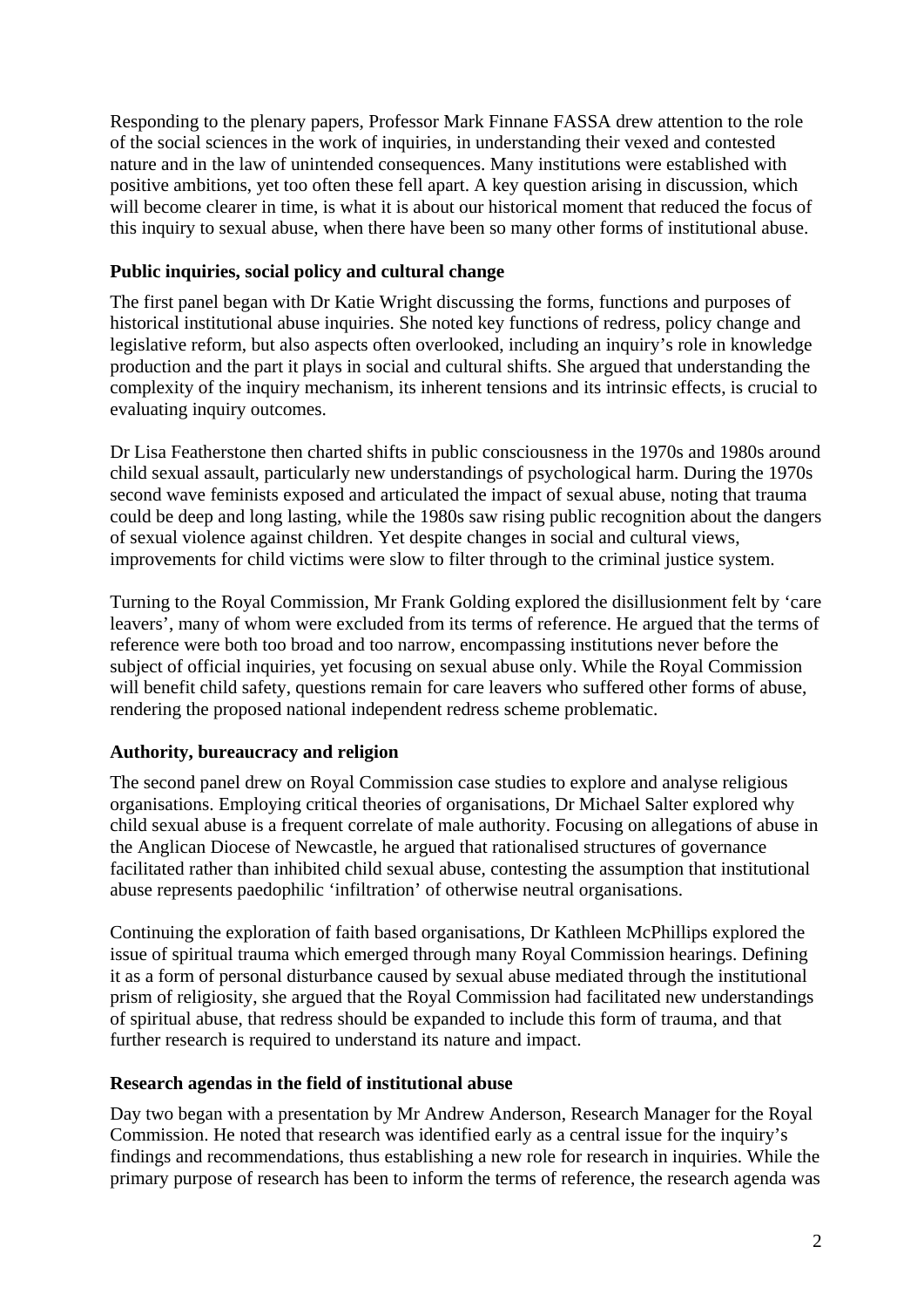Responding to the plenary papers, Professor Mark Finnane FASSA drew attention to the role of the social sciences in the work of inquiries, in understanding their vexed and contested nature and in the law of unintended consequences. Many institutions were established with positive ambitions, yet too often these fell apart. A key question arising in discussion, which will become clearer in time, is what it is about our historical moment that reduced the focus of this inquiry to sexual abuse, when there have been so many other forms of institutional abuse.

### Public inquiries, social policy and cultural change

The first panel began with Dr Katie Wright discussing the forms, functions and purposes of historical institutional abuse inquiries. She noted key functions of redress, policy change and legislative reform, but also aspects often overlooked, including an inquiry's role in knowledge production and the part it plays in social and cultural shifts. She argued that understanding the complexity of the inquiry mechanism, its inherent tensions and its intrinsic effects, is crucial to evaluating inquiry outcomes.

Dr Lisa Featherstone then charted shifts in public consciousness in the 1970s and 1980s around child sexual assault, particularly new understandings of psychological harm. During the 1970s second wave feminists exposed and articulated the impact of sexual abuse, noting that trauma could be deep and long lasting, while the 1980s saw rising public recognition about the dangers of sexual violence against children. Yet despite changes in social and cultural views, improvements for child victims were slow to filter through to the criminal justice system.

Turning to the Royal Commission, Mr Frank Golding explored the disillusionment felt by 'care leavers', many of whom were excluded from its terms of reference. He argued that the terms of reference were both too broad and too narrow, encompassing institutions never before the subject of official inquiries, yet focusing on sexual abuse only. While the Royal Commission will benefit child safety, questions remain for care leavers who suffered other forms of abuse, rendering the proposed national independent redress scheme problematic.

### Authority, bureaucracy and religion

The second panel drew on Royal Commission case studies to explore and analyse religious organisations. Employing critical theories of organisations, Dr Michael Salter explored why child sexual abuse is a frequent correlate of male authority. Focusing on allegations of abuse in the Anglican Diocese of Newcastle, he argued that rationalised structures of governance facilitated rather than inhibited child sexual abuse, contesting the assumption that institutional abuse represents paedophilic 'infiltration' of otherwise neutral organisations.

Continuing the exploration of faith based organisations, Dr Kathleen McPhillips explored the issue of spiritual trauma which emerged through many Royal Commission hearings. Defining it as a form of personal disturbance caused by sexual abuse mediated through the institutional prism of religiosity, she argued that the Royal Commission had facilitated new understandings of spiritual abuse, that redress should be expanded to include this form of trauma, and that further research is required to understand its nature and impact.

### Research agendas in the field of institutional abuse

Day two began with a presentation by Mr Andrew Anderson, Research Manager for the Royal Commission. He noted that research was identified early as a central issue for the inquiry's findings and recommendations, thus establishing a new role for research in inquiries. While the primary purpose of research has been to inform the terms of reference, the research agenda was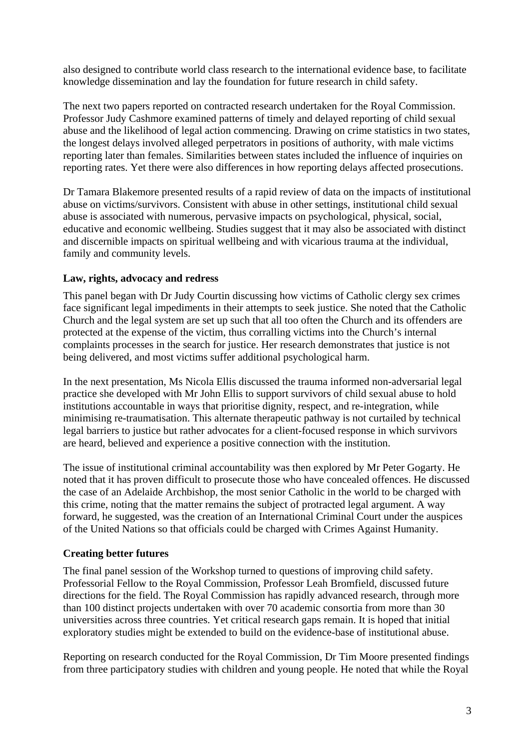also designed to contribute world class research to the international evidence base, to facilitate knowledge dissemination and lay the foundation for future research in child safety.

The next two papers reported on contracted research undertaken for the Royal Commission. Professor Judy Cashmore examined patterns of timely and delayed reporting of child sexual abuse and the likelihood of legal action commencing. Drawing on crime statistics in two states, the longest delays involved alleged perpetrators in positions of authority, with male victims reporting later than females. Similarities between states included the influence of inquiries on reporting rates. Yet there were also differences in how reporting delays affected prosecutions.

Dr Tamara Blakemore presented results of a rapid review of data on the impacts of institutional abuse on victims/survivors. Consistent with abuse in other settings, institutional child sexual abuse is associated with numerous, pervasive impacts on psychological, physical, social, educative and economic wellbeing. Studies suggest that it may also be associated with distinct and discernible impacts on spiritual wellbeing and with vicarious trauma at the individual, family and community levels.

### Law, rights, advocacy and redress

This panel began with Dr Judy Courtin discussing how victims of Catholic clergy sex crimes face significant legal impediments in their attempts to seek justice. She noted that the Catholic Church and the legal system are set up such that all too often the Church and its offenders are protected at the expense of the victim, thus corralling victims into the Church's internal complaints processes in the search for justice. Her research demonstrates that justice is not being delivered, and most victims suffer additional psychological harm.

In the next presentation, Ms Nicola Ellis discussed the trauma informed non-adversarial legal practice she developed with Mr John Ellis to support survivors of child sexual abuse to hold institutions accountable in ways that prioritise dignity, respect, and re-integration, while minimising re-traumatisation. This alternate therapeutic pathway is not curtailed by technical legal barriers to justice but rather advocates for a client-focused response in which survivors are heard, believed and experience a positive connection with the institution.

The issue of institutional criminal accountability was then explored by Mr Peter Gogarty. He noted that it has proven difficult to prosecute those who have concealed offences. He discussed the case of an Adelaide Archbishop, the most senior Catholic in the world to be charged with this crime, noting that the matter remains the subject of protracted legal argument. A way forward, he suggested, was the creation of an International Criminal Court under the auspices of the United Nations so that officials could be charged with Crimes Against Humanity.

### Creating better futures

The final panel session of the Workshop turned to questions of improving child safety. Professorial Fellow to the Royal Commission, Professor Leah Bromfield, discussed future directions for the field. The Royal Commission has rapidly advanced research, through more than 100 distinct projects undertaken with over 70 academic consortia from more than 30 universities across three countries. Yet critical research gaps remain. It is hoped that initial exploratory studies might be extended to build on the evidence-base of institutional abuse.

Reporting on research conducted for the Royal Commission, Dr Tim Moore presented findings from three participatory studies with children and young people. He noted that while the Royal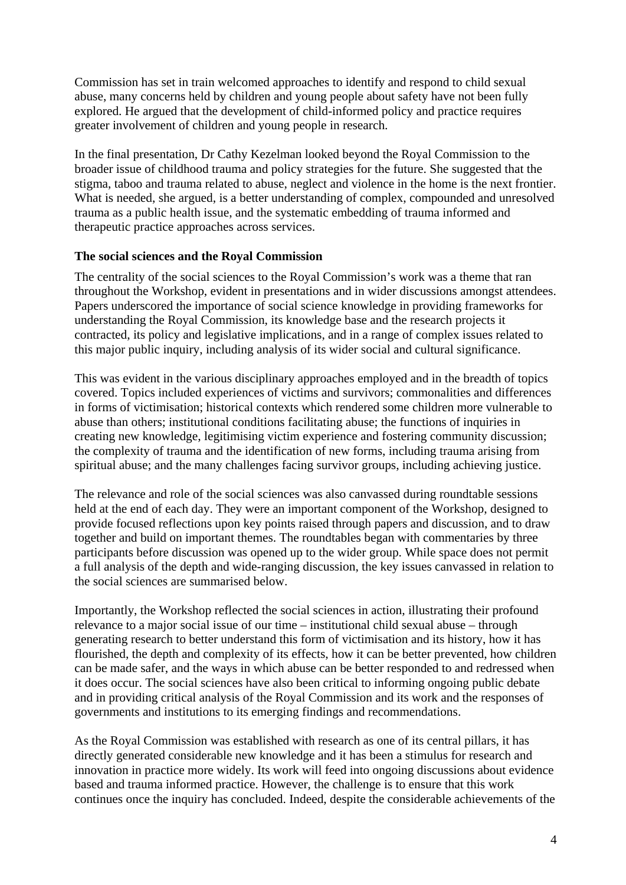Commission has set in train welcomed approaches to identify and respond to child sexual abuse, many concerns held by children and young people about safety have not been fully explored. He argued that the development of child-informed policy and practice requires greater involvement of children and young people in research.

In the final presentation, Dr Cathy Kezelman looked beyond the Royal Commission to the broader issue of childhood trauma and policy strategies for the future. She suggested that the stigma, taboo and trauma related to abuse, neglect and violence in the home is the next frontier. What is needed, she argued, is a better understanding of complex, compounded and unresolved trauma as a public health issue, and the systematic embedding of trauma informed and therapeutic practice approaches across services.

**The social sciences and the Royal Commission**

The centrality of the social sciences to the Royal Commission's work was a theme that ran throughout the Workshop, evident in presentations and in wider discussions amongst attendees. Papers underscored the importance of social science knowledge in providing frameworks for understanding the Royal Commission, its knowledge base and the research projects it contracted, its policy and legislative implications, and in a range of complex issues related to this major public inquiry, including analysis of its wider social and cultural significance.

This was evident in the various disciplinary approaches employed and in the breadth of topics covered. Topics included experiences of victims and survivors; commonalities and differences in forms of victimisation; historical contexts which rendered some children more vulnerable to abuse than others; institutional conditions facilitating abuse; the functions of inquiries in creating new knowledge, legitimising victim experience and fostering community discussion; the complexity of trauma and the identification of new forms, including trauma arising from spiritual abuse; and the many challenges facing survivor groups, including achieving justice.

The relevance and role of the social sciences was also canvassed during roundtable sessions held at the end of each day. They were an important component of the Workshop, designed to provide focused reflections upon key points raised through papers and discussion, and to draw together and build on important themes. The roundtables began with commentaries by three participants before discussion was opened up to the wider group. While space does not permit a full analysis of the depth and wide-ranging discussion, the key issues canvassed in relation to the social sciences are summarised below.

Importantly, the Workshop reflected the social sciences in action, illustrating their profound relevance to a major social issue of our time – institutional child sexual abuse – through generating research to better understand this form of victimisation and its history, how it has flourished, the depth and complexity of its effects, how it can be better prevented, how children can be made safer, and the ways in which abuse can be better responded to and redressed when it does occur. The social sciences have also been critical to informing ongoing public debate and in providing critical analysis of the Royal Commission and its work and the responses of governments and institutions to its emerging findings and recommendations.

As the Royal Commission was established with research as one of its central pillars, it has directly generated considerable new knowledge and it has been a stimulus for research and innovation in practice more widely. Its work will feed into ongoing discussions about evidence based and trauma informed practice. However, the challenge is to ensure that this work continues once the inquiry has concluded. Indeed, despite the considerable achievements of the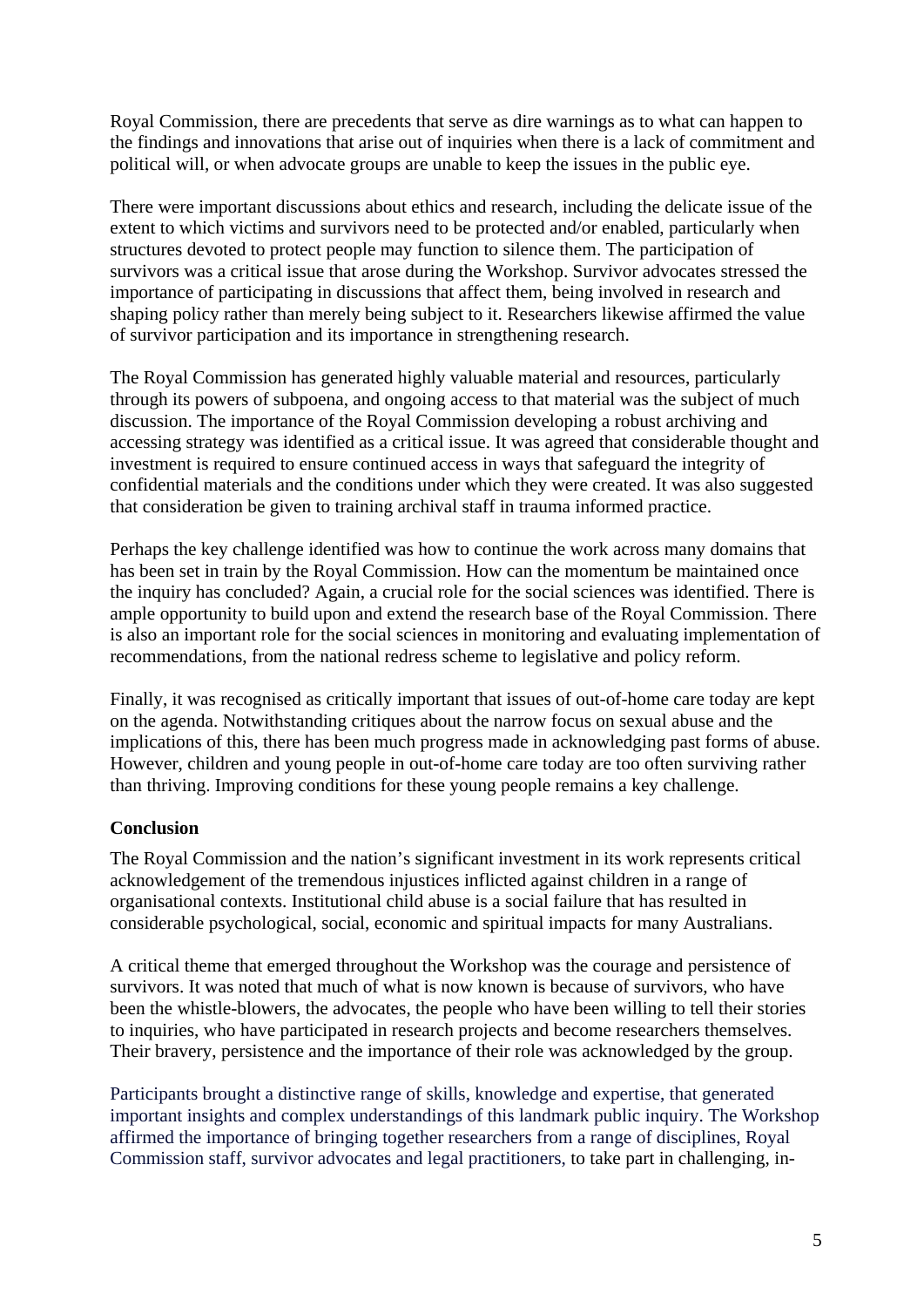Royal Commission, there are precedents that serve as dire warnings as to what can happen to the findings and innovations that arise out of inquiries when there is a lack of commitment and political will, or when advocate groups are unable to keep the issues in the public eye.

There were important discussions about ethics and research, including the delicate issue of the extent to which victims and survivors need to be protected and/or enabled, particularly when structures devoted to protect people may function to silence them. The participation of survivors was a critical issue that arose during the Workshop. Survivor advocates stressed the importance of participating in discussions that affect them, being involved in research and shaping policy rather than merely being subject to it. Researchers likewise affirmed the value of survivor participation and its importance in strengthening research.

The Royal Commission has generated highly valuable material and resources, particularly through its powers of subpoena, and ongoing access to that material was the subject of much discussion. The importance of the Royal Commission developing a robust archiving and accessing strategy was identified as a critical issue. It was agreed that considerable thought and investment is required to ensure continued access in ways that safeguard the integrity of confidential materials and the conditions under which they were created. It was also suggested that consideration be given to training archival staff in trauma informed practice.

Perhaps the key challenge identified was how to continue the work across many domains that has been set in train by the Royal Commission. How can the momentum be maintained once the inquiry has concluded? Again, a crucial role for the social sciences was identified. There is ample opportunity to build upon and extend the research base of the Royal Commission. There is also an important role for the social sciences in monitoring and evaluating implementation of recommendations, from the national redress scheme to legislative and policy reform.

Finally, it was recognised as critically important that issues of out-of-home care today are kept on the agenda. Notwithstanding critiques about the narrow focus on sexual abuse and the implications of this, there has been much progress made in acknowledging past forms of abuse. However, children and young people in out-of-home care today are too often surviving rather than thriving. Improving conditions for these young people remains a key challenge.

**Conclusion**

The Royal Commission and the nation's significant investment in its work represents critical acknowledgement of the tremendous injustices inflicted against children in a range of organisational contexts. Institutional child abuse is a social failure that has resulted in considerable psychological, social, economic and spiritual impacts for many Australians.

A critical theme that emerged throughout the Workshop was the courage and persistence of survivors. It was noted that much of what is now known is because of survivors, who have been the whistle-blowers, the advocates, the people who have been willing to tell their stories to inquiries, who have participated in research projects and become researchers themselves. Their bravery, persistence and the importance of their role was acknowledged by the group.

Participants brought a distinctive range of skills, knowledge and expertise, that generated important insights and complex understandings of this landmark public inquiry. The Workshop affirmed the importance of bringing together researchers from a range of disciplines, Royal Commission staff, survivor advocates and legal practitioners, to take part in challenging, in-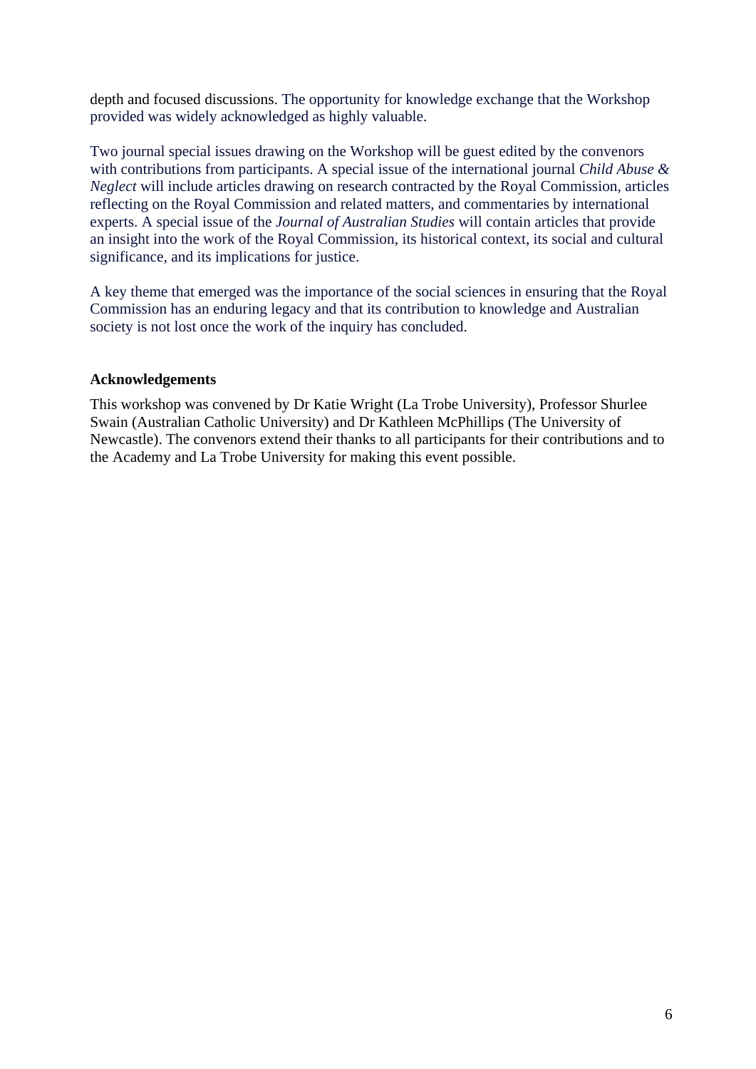depth and focused discussions. The opportunity for knowledge exchange that the Workshop provided was widely acknowledged as highly valuable.

Two journal special issues drawing on the Workshop will be guest edited by the convenors with contributions from participants. A special issue of the international journal *Child Abuse & Neglect* will include articles drawing on research contracted by the Royal Commission, articles reflecting on the Royal Commission and related matters, and commentaries by international experts. A special issue of the *Journal of Australian Studies* will contain articles that provide an insight into the work of the Royal Commission, its historical context, its social and cultural significance, and its implications for justice.

A key theme that emerged was the importance of the social sciences in ensuring that the Royal Commission has an enduring legacy and that its contribution to knowledge and Australian society is not lost once the work of the inquiry has concluded.

**Acknowledgements**

This workshop was convened by Dr Katie Wright (La Trobe University), Professor Shurlee Swain (Australian Catholic University) and Dr Kathleen McPhillips (The University of Newcastle). The convenors extend their thanks to all participants for their contributions and to the Academy and La Trobe University for making this event possible.